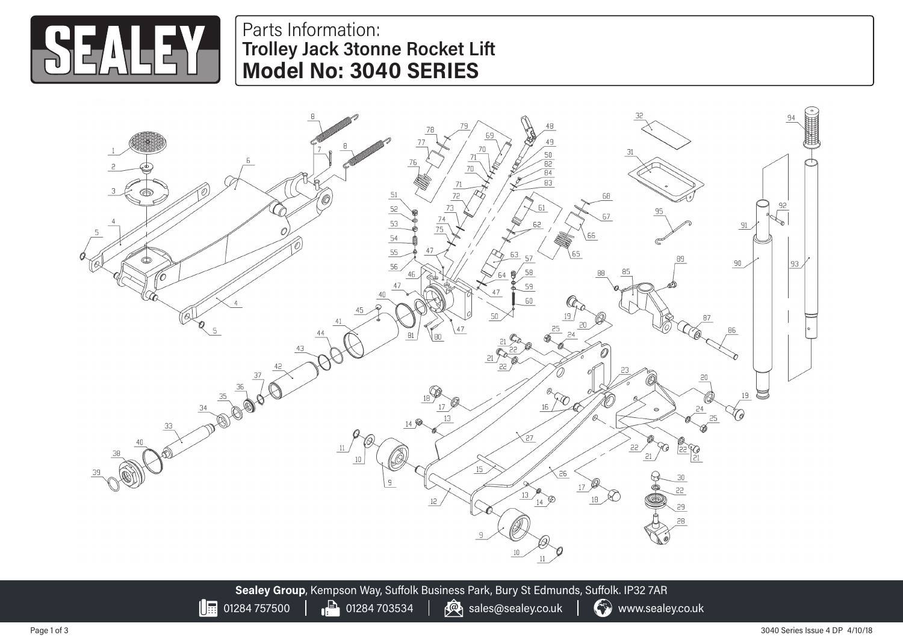# SEALEY

Parts Information:
**Trolley Jack 3tonne Rocket Lift**
## Model No: 3040 SERIES

**Sealey Group**, Kempson Way, Suffolk Business Park, Bury St Edmunds, Suffolk. IP32 7AR
01284 757500 | 01284 703534 | sales@sealey.co.uk | www.sealey.co.uk

3040 Series Issue 4 DP 4/10/18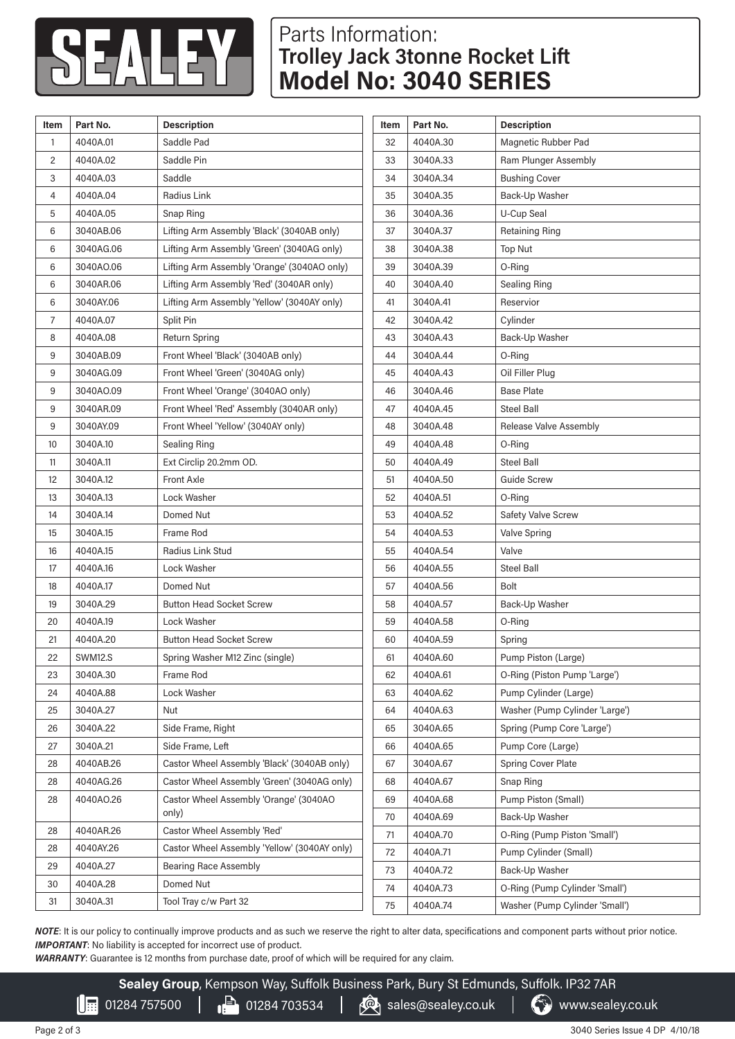# SEALEY

# Parts Information: Trolley Jack 3tonne Rocket Lift
# Model No: 3040 SERIES

| Item | Part No. | Description |
|---|---|---|
| 1 | 4040A.01 | Saddle Pad |
| 2 | 4040A.02 | Saddle Pin |
| 3 | 4040A.03 | Saddle |
| 4 | 4040A.04 | Radius Link |
| 5 | 4040A.05 | Snap Ring |
| 6 | 3040AB.06 | Lifting Arm Assembly 'Black' (3040AB only) |
| 6 | 3040AG.06 | Lifting Arm Assembly 'Green' (3040AG only) |
| 6 | 3040AO.06 | Lifting Arm Assembly 'Orange' (3040AO only) |
| 6 | 3040AR.06 | Lifting Arm Assembly 'Red' (3040AR only) |
| 6 | 3040AY.06 | Lifting Arm Assembly 'Yellow' (3040AY only) |
| 7 | 4040A.07 | Split Pin |
| 8 | 4040A.08 | Return Spring |
| 9 | 3040AB.09 | Front Wheel 'Black' (3040AB only) |
| 9 | 3040AG.09 | Front Wheel 'Green' (3040AG only) |
| 9 | 3040AO.09 | Front Wheel 'Orange' (3040AO only) |
| 9 | 3040AR.09 | Front Wheel 'Red' Assembly (3040AR only) |
| 9 | 3040AY.09 | Front Wheel 'Yellow' (3040AY only) |
| 10 | 3040A.10 | Sealing Ring |
| 11 | 3040A.11 | Ext Circlip 20.2mm OD. |
| 12 | 3040A.12 | Front Axle |
| 13 | 3040A.13 | Lock Washer |
| 14 | 3040A.14 | Domed Nut |
| 15 | 3040A.15 | Frame Rod |
| 16 | 4040A.15 | Radius Link Stud |
| 17 | 4040A.16 | Lock Washer |
| 18 | 4040A.17 | Domed Nut |
| 19 | 3040A.29 | Button Head Socket Screw |
| 20 | 4040A.19 | Lock Washer |
| 21 | 4040A.20 | Button Head Socket Screw |
| 22 | SWM12.S | Spring Washer M12 Zinc (single) |
| 23 | 3040A.30 | Frame Rod |
| 24 | 4040A.88 | Lock Washer |
| 25 | 3040A.27 | Nut |
| 26 | 3040A.22 | Side Frame, Right |
| 27 | 3040A.21 | Side Frame, Left |
| 28 | 4040AB.26 | Castor Wheel Assembly 'Black' (3040AB only) |
| 28 | 4040AG.26 | Castor Wheel Assembly 'Green' (3040AG only) |
| 28 | 4040AO.26 | Castor Wheel Assembly 'Orange' (3040AO only) |
| 28 | 4040AR.26 | Castor Wheel Assembly 'Red' |
| 28 | 4040AY.26 | Castor Wheel Assembly 'Yellow' (3040AY only) |
| 29 | 4040A.27 | Bearing Race Assembly |
| 30 | 4040A.28 | Domed Nut |
| 31 | 3040A.31 | Tool Tray c/w Part 32 |
| 32 | 4040A.30 | Magnetic Rubber Pad |
| 33 | 3040A.33 | Ram Plunger Assembly |
| 34 | 3040A.34 | Bushing Cover |
| 35 | 3040A.35 | Back-Up Washer |
| 36 | 3040A.36 | U-Cup Seal |
| 37 | 3040A.37 | Retaining Ring |
| 38 | 3040A.38 | Top Nut |
| 39 | 3040A.39 | O-Ring |
| 40 | 3040A.40 | Sealing Ring |
| 41 | 3040A.41 | Reservior |
| 42 | 3040A.42 | Cylinder |
| 43 | 3040A.43 | Back-Up Washer |
| 44 | 3040A.44 | O-Ring |
| 45 | 4040A.43 | Oil Filler Plug |
| 46 | 3040A.46 | Base Plate |
| 47 | 4040A.45 | Steel Ball |
| 48 | 3040A.48 | Release Valve Assembly |
| 49 | 4040A.48 | O-Ring |
| 50 | 4040A.49 | Steel Ball |
| 51 | 4040A.50 | Guide Screw |
| 52 | 4040A.51 | O-Ring |
| 53 | 4040A.52 | Safety Valve Screw |
| 54 | 4040A.53 | Valve Spring |
| 55 | 4040A.54 | Valve |
| 56 | 4040A.55 | Steel Ball |
| 57 | 4040A.56 | Bolt |
| 58 | 4040A.57 | Back-Up Washer |
| 59 | 4040A.58 | O-Ring |
| 60 | 4040A.59 | Spring |
| 61 | 4040A.60 | Pump Piston (Large) |
| 62 | 4040A.61 | O-Ring (Piston Pump 'Large') |
| 63 | 4040A.62 | Pump Cylinder (Large) |
| 64 | 4040A.63 | Washer (Pump Cylinder 'Large') |
| 65 | 3040A.65 | Spring (Pump Core 'Large') |
| 66 | 4040A.65 | Pump Core (Large) |
| 67 | 3040A.67 | Spring Cover Plate |
| 68 | 4040A.67 | Snap Ring |
| 69 | 4040A.68 | Pump Piston (Small) |
| 70 | 4040A.69 | Back-Up Washer |
| 71 | 4040A.70 | O-Ring (Pump Piston 'Small') |
| 72 | 4040A.71 | Pump Cylinder (Small) |
| 73 | 4040A.72 | Back-Up Washer |
| 74 | 4040A.73 | O-Ring (Pump Cylinder 'Small') |
| 75 | 4040A.74 | Washer (Pump Cylinder 'Small') |

***NOTE***: It is our policy to continually improve products and as such we reserve the right to alter data, specifications and component parts without prior notice.
***IMPORTANT***: No liability is accepted for incorrect use of product.
***WARRANTY***: Guarantee is 12 months from purchase date, proof of which will be required for any claim.

**Sealey Group**, Kempson Way, Suffolk Business Park, Bury St Edmunds, Suffolk. IP32 7AR
01284 757500 | 01284 703534 | sales@sealey.co.uk | www.sealey.co.uk

3040 Series Issue 4 DP 4/10/18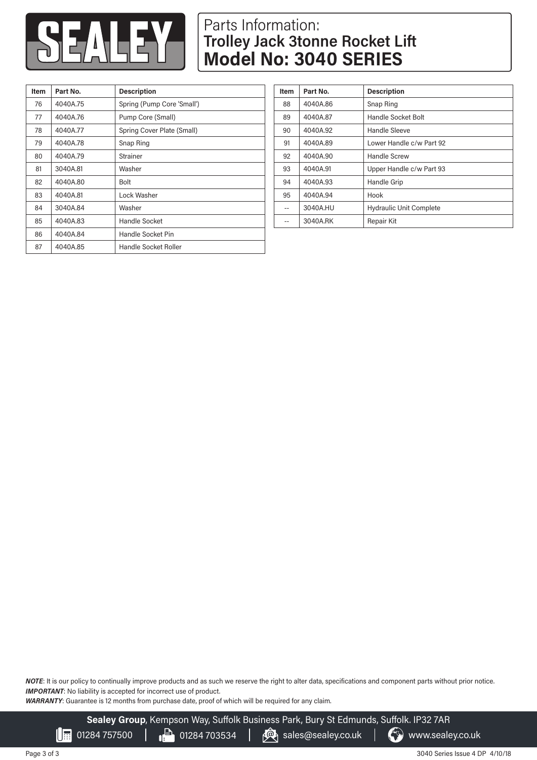Parts Information:
**Trolley Jack 3tonne Rocket Lift**
# Model No: 3040 SERIES

| Item | Part No. | Description |
|---|---|---|
| 76 | 4040A.75 | Spring (Pump Core 'Small') |
| 77 | 4040A.76 | Pump Core (Small) |
| 78 | 4040A.77 | Spring Cover Plate (Small) |
| 79 | 4040A.78 | Snap Ring |
| 80 | 4040A.79 | Strainer |
| 81 | 3040A.81 | Washer |
| 82 | 4040A.80 | Bolt |
| 83 | 4040A.81 | Lock Washer |
| 84 | 3040A.84 | Washer |
| 85 | 4040A.83 | Handle Socket |
| 86 | 4040A.84 | Handle Socket Pin |
| 87 | 4040A.85 | Handle Socket Roller |
| 88 | 4040A.86 | Snap Ring |
| 89 | 4040A.87 | Handle Socket Bolt |
| 90 | 4040A.92 | Handle Sleeve |
| 91 | 4040A.89 | Lower Handle c/w Part 92 |
| 92 | 4040A.90 | Handle Screw |
| 93 | 4040A.91 | Upper Handle c/w Part 93 |
| 94 | 4040A.93 | Handle Grip |
| 95 | 4040A.94 | Hook |
| -- | 3040A.HU | Hydraulic Unit Complete |
| -- | 3040A.RK | Repair Kit |

***NOTE***: It is our policy to continually improve products and as such we reserve the right to alter data, specifications and component parts without prior notice.
***IMPORTANT***: No liability is accepted for incorrect use of product.
***WARRANTY***: Guarantee is 12 months from purchase date, proof of which will be required for any claim.

**Sealey Group**, Kempson Way, Suffolk Business Park, Bury St Edmunds, Suffolk. IP32 7AR
01284 757500 | 01284 703534 | sales@sealey.co.uk | www.sealey.co.uk

3040 Series Issue 4 DP 4/10/18